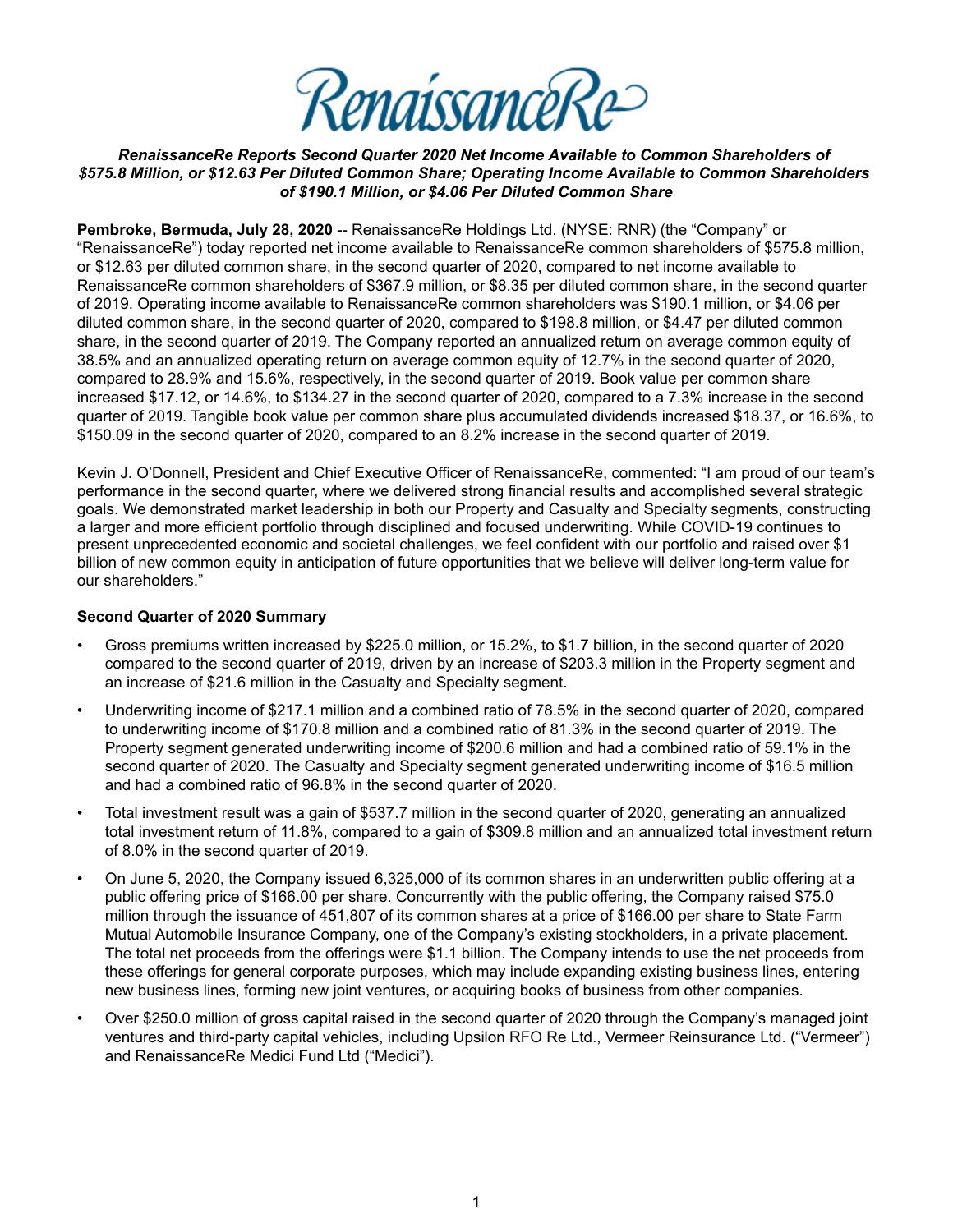RenaissanceRe

***RenaissanceRe Reports Second Quarter 2020 Net Income Available to Common Shareholders of $575.8 Million, or $12.63 Per Diluted Common Share; Operating Income Available to Common Shareholders of $190.1 Million, or $4.06 Per Diluted Common Share***

**Pembroke, Bermuda, July 28, 2020** -- RenaissanceRe Holdings Ltd. (NYSE: RNR) (the "Company" or "RenaissanceRe") today reported net income available to RenaissanceRe common shareholders of $575.8 million, or $12.63 per diluted common share, in the second quarter of 2020, compared to net income available to RenaissanceRe common shareholders of $367.9 million, or $8.35 per diluted common share, in the second quarter of 2019. Operating income available to RenaissanceRe common shareholders was $190.1 million, or $4.06 per diluted common share, in the second quarter of 2020, compared to $198.8 million, or $4.47 per diluted common share, in the second quarter of 2019. The Company reported an annualized return on average common equity of 38.5% and an annualized operating return on average common equity of 12.7% in the second quarter of 2020, compared to 28.9% and 15.6%, respectively, in the second quarter of 2019. Book value per common share increased $17.12, or 14.6%, to $134.27 in the second quarter of 2020, compared to a 7.3% increase in the second quarter of 2019. Tangible book value per common share plus accumulated dividends increased $18.37, or 16.6%, to $150.09 in the second quarter of 2020, compared to an 8.2% increase in the second quarter of 2019.

Kevin J. O'Donnell, President and Chief Executive Officer of RenaissanceRe, commented: "I am proud of our team's performance in the second quarter, where we delivered strong financial results and accomplished several strategic goals. We demonstrated market leadership in both our Property and Casualty and Specialty segments, constructing a larger and more efficient portfolio through disciplined and focused underwriting. While COVID-19 continues to present unprecedented economic and societal challenges, we feel confident with our portfolio and raised over $1 billion of new common equity in anticipation of future opportunities that we believe will deliver long-term value for our shareholders."

**Second Quarter of 2020 Summary**

- Gross premiums written increased by $225.0 million, or 15.2%, to $1.7 billion, in the second quarter of 2020 compared to the second quarter of 2019, driven by an increase of $203.3 million in the Property segment and an increase of $21.6 million in the Casualty and Specialty segment.
- Underwriting income of $217.1 million and a combined ratio of 78.5% in the second quarter of 2020, compared to underwriting income of $170.8 million and a combined ratio of 81.3% in the second quarter of 2019. The Property segment generated underwriting income of $200.6 million and had a combined ratio of 59.1% in the second quarter of 2020. The Casualty and Specialty segment generated underwriting income of $16.5 million and had a combined ratio of 96.8% in the second quarter of 2020.
- Total investment result was a gain of $537.7 million in the second quarter of 2020, generating an annualized total investment return of 11.8%, compared to a gain of $309.8 million and an annualized total investment return of 8.0% in the second quarter of 2019.
- On June 5, 2020, the Company issued 6,325,000 of its common shares in an underwritten public offering at a public offering price of $166.00 per share. Concurrently with the public offering, the Company raised $75.0 million through the issuance of 451,807 of its common shares at a price of $166.00 per share to State Farm Mutual Automobile Insurance Company, one of the Company's existing stockholders, in a private placement. The total net proceeds from the offerings were $1.1 billion. The Company intends to use the net proceeds from these offerings for general corporate purposes, which may include expanding existing business lines, entering new business lines, forming new joint ventures, or acquiring books of business from other companies.
- Over $250.0 million of gross capital raised in the second quarter of 2020 through the Company's managed joint ventures and third-party capital vehicles, including Upsilon RFO Re Ltd., Vermeer Reinsurance Ltd. ("Vermeer") and RenaissanceRe Medici Fund Ltd ("Medici").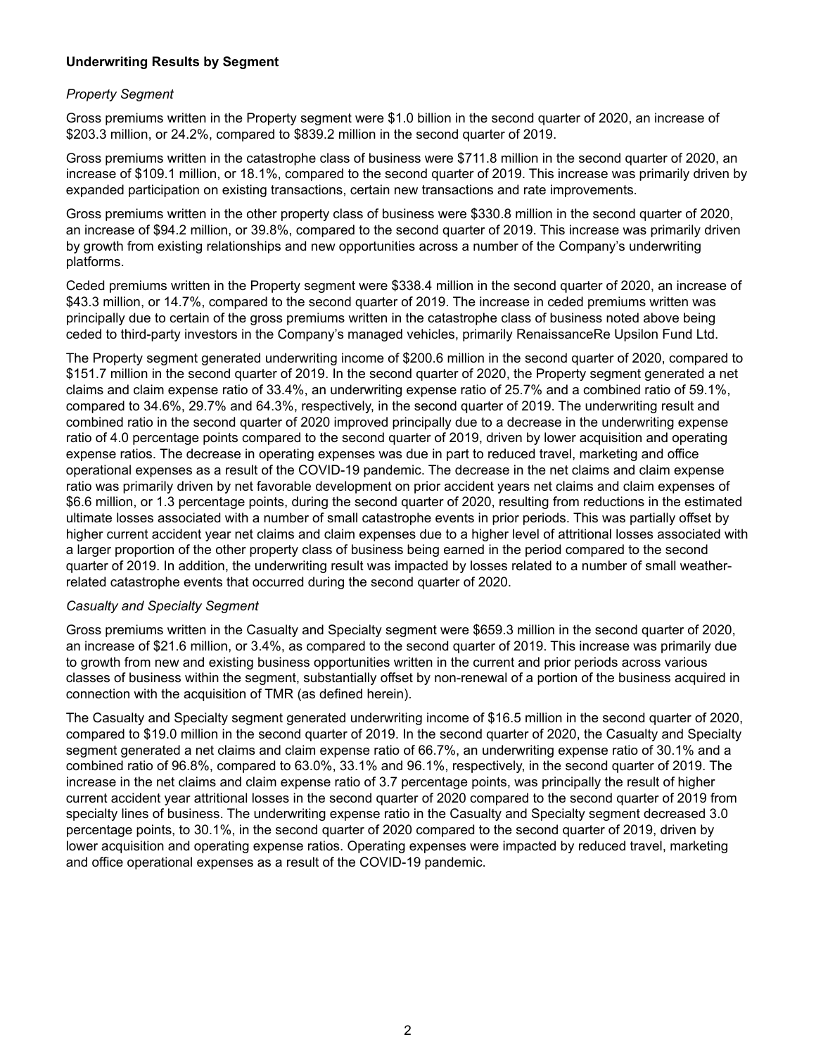**Underwriting Results by Segment**

*Property Segment*

Gross premiums written in the Property segment were $1.0 billion in the second quarter of 2020, an increase of $203.3 million, or 24.2%, compared to $839.2 million in the second quarter of 2019.

Gross premiums written in the catastrophe class of business were $711.8 million in the second quarter of 2020, an increase of $109.1 million, or 18.1%, compared to the second quarter of 2019. This increase was primarily driven by expanded participation on existing transactions, certain new transactions and rate improvements.

Gross premiums written in the other property class of business were $330.8 million in the second quarter of 2020, an increase of $94.2 million, or 39.8%, compared to the second quarter of 2019. This increase was primarily driven by growth from existing relationships and new opportunities across a number of the Company's underwriting platforms.

Ceded premiums written in the Property segment were $338.4 million in the second quarter of 2020, an increase of $43.3 million, or 14.7%, compared to the second quarter of 2019. The increase in ceded premiums written was principally due to certain of the gross premiums written in the catastrophe class of business noted above being ceded to third-party investors in the Company's managed vehicles, primarily RenaissanceRe Upsilon Fund Ltd.

The Property segment generated underwriting income of $200.6 million in the second quarter of 2020, compared to $151.7 million in the second quarter of 2019. In the second quarter of 2020, the Property segment generated a net claims and claim expense ratio of 33.4%, an underwriting expense ratio of 25.7% and a combined ratio of 59.1%, compared to 34.6%, 29.7% and 64.3%, respectively, in the second quarter of 2019. The underwriting result and combined ratio in the second quarter of 2020 improved principally due to a decrease in the underwriting expense ratio of 4.0 percentage points compared to the second quarter of 2019, driven by lower acquisition and operating expense ratios. The decrease in operating expenses was due in part to reduced travel, marketing and office operational expenses as a result of the COVID-19 pandemic. The decrease in the net claims and claim expense ratio was primarily driven by net favorable development on prior accident years net claims and claim expenses of $6.6 million, or 1.3 percentage points, during the second quarter of 2020, resulting from reductions in the estimated ultimate losses associated with a number of small catastrophe events in prior periods. This was partially offset by higher current accident year net claims and claim expenses due to a higher level of attritional losses associated with a larger proportion of the other property class of business being earned in the period compared to the second quarter of 2019. In addition, the underwriting result was impacted by losses related to a number of small weather-related catastrophe events that occurred during the second quarter of 2020.

*Casualty and Specialty Segment*

Gross premiums written in the Casualty and Specialty segment were $659.3 million in the second quarter of 2020, an increase of $21.6 million, or 3.4%, as compared to the second quarter of 2019. This increase was primarily due to growth from new and existing business opportunities written in the current and prior periods across various classes of business within the segment, substantially offset by non-renewal of a portion of the business acquired in connection with the acquisition of TMR (as defined herein).

The Casualty and Specialty segment generated underwriting income of $16.5 million in the second quarter of 2020, compared to $19.0 million in the second quarter of 2019. In the second quarter of 2020, the Casualty and Specialty segment generated a net claims and claim expense ratio of 66.7%, an underwriting expense ratio of 30.1% and a combined ratio of 96.8%, compared to 63.0%, 33.1% and 96.1%, respectively, in the second quarter of 2019. The increase in the net claims and claim expense ratio of 3.7 percentage points, was principally the result of higher current accident year attritional losses in the second quarter of 2020 compared to the second quarter of 2019 from specialty lines of business. The underwriting expense ratio in the Casualty and Specialty segment decreased 3.0 percentage points, to 30.1%, in the second quarter of 2020 compared to the second quarter of 2019, driven by lower acquisition and operating expense ratios. Operating expenses were impacted by reduced travel, marketing and office operational expenses as a result of the COVID-19 pandemic.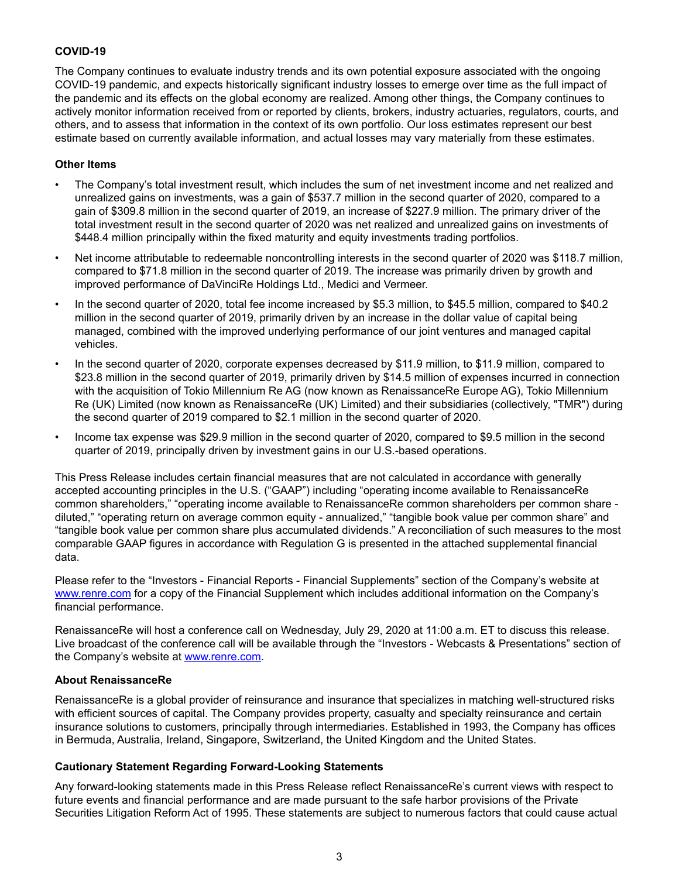**COVID-19**

The Company continues to evaluate industry trends and its own potential exposure associated with the ongoing COVID-19 pandemic, and expects historically significant industry losses to emerge over time as the full impact of the pandemic and its effects on the global economy are realized. Among other things, the Company continues to actively monitor information received from or reported by clients, brokers, industry actuaries, regulators, courts, and others, and to assess that information in the context of its own portfolio. Our loss estimates represent our best estimate based on currently available information, and actual losses may vary materially from these estimates.

**Other Items**

- The Company's total investment result, which includes the sum of net investment income and net realized and unrealized gains on investments, was a gain of $537.7 million in the second quarter of 2020, compared to a gain of $309.8 million in the second quarter of 2019, an increase of $227.9 million. The primary driver of the total investment result in the second quarter of 2020 was net realized and unrealized gains on investments of $448.4 million principally within the fixed maturity and equity investments trading portfolios.
- Net income attributable to redeemable noncontrolling interests in the second quarter of 2020 was $118.7 million, compared to $71.8 million in the second quarter of 2019. The increase was primarily driven by growth and improved performance of DaVinciRe Holdings Ltd., Medici and Vermeer.
- In the second quarter of 2020, total fee income increased by $5.3 million, to $45.5 million, compared to $40.2 million in the second quarter of 2019, primarily driven by an increase in the dollar value of capital being managed, combined with the improved underlying performance of our joint ventures and managed capital vehicles.
- In the second quarter of 2020, corporate expenses decreased by $11.9 million, to $11.9 million, compared to $23.8 million in the second quarter of 2019, primarily driven by $14.5 million of expenses incurred in connection with the acquisition of Tokio Millennium Re AG (now known as RenaissanceRe Europe AG), Tokio Millennium Re (UK) Limited (now known as RenaissanceRe (UK) Limited) and their subsidiaries (collectively, "TMR") during the second quarter of 2019 compared to $2.1 million in the second quarter of 2020.
- Income tax expense was $29.9 million in the second quarter of 2020, compared to $9.5 million in the second quarter of 2019, principally driven by investment gains in our U.S.-based operations.

This Press Release includes certain financial measures that are not calculated in accordance with generally accepted accounting principles in the U.S. ("GAAP") including "operating income available to RenaissanceRe common shareholders," "operating income available to RenaissanceRe common shareholders per common share - diluted," "operating return on average common equity - annualized," "tangible book value per common share" and "tangible book value per common share plus accumulated dividends." A reconciliation of such measures to the most comparable GAAP figures in accordance with Regulation G is presented in the attached supplemental financial data.

Please refer to the "Investors - Financial Reports - Financial Supplements" section of the Company's website at www.renre.com for a copy of the Financial Supplement which includes additional information on the Company's financial performance.

RenaissanceRe will host a conference call on Wednesday, July 29, 2020 at 11:00 a.m. ET to discuss this release. Live broadcast of the conference call will be available through the "Investors - Webcasts & Presentations" section of the Company's website at www.renre.com.

**About RenaissanceRe**

RenaissanceRe is a global provider of reinsurance and insurance that specializes in matching well-structured risks with efficient sources of capital. The Company provides property, casualty and specialty reinsurance and certain insurance solutions to customers, principally through intermediaries. Established in 1993, the Company has offices in Bermuda, Australia, Ireland, Singapore, Switzerland, the United Kingdom and the United States.

**Cautionary Statement Regarding Forward-Looking Statements**

Any forward-looking statements made in this Press Release reflect RenaissanceRe's current views with respect to future events and financial performance and are made pursuant to the safe harbor provisions of the Private Securities Litigation Reform Act of 1995. These statements are subject to numerous factors that could cause actual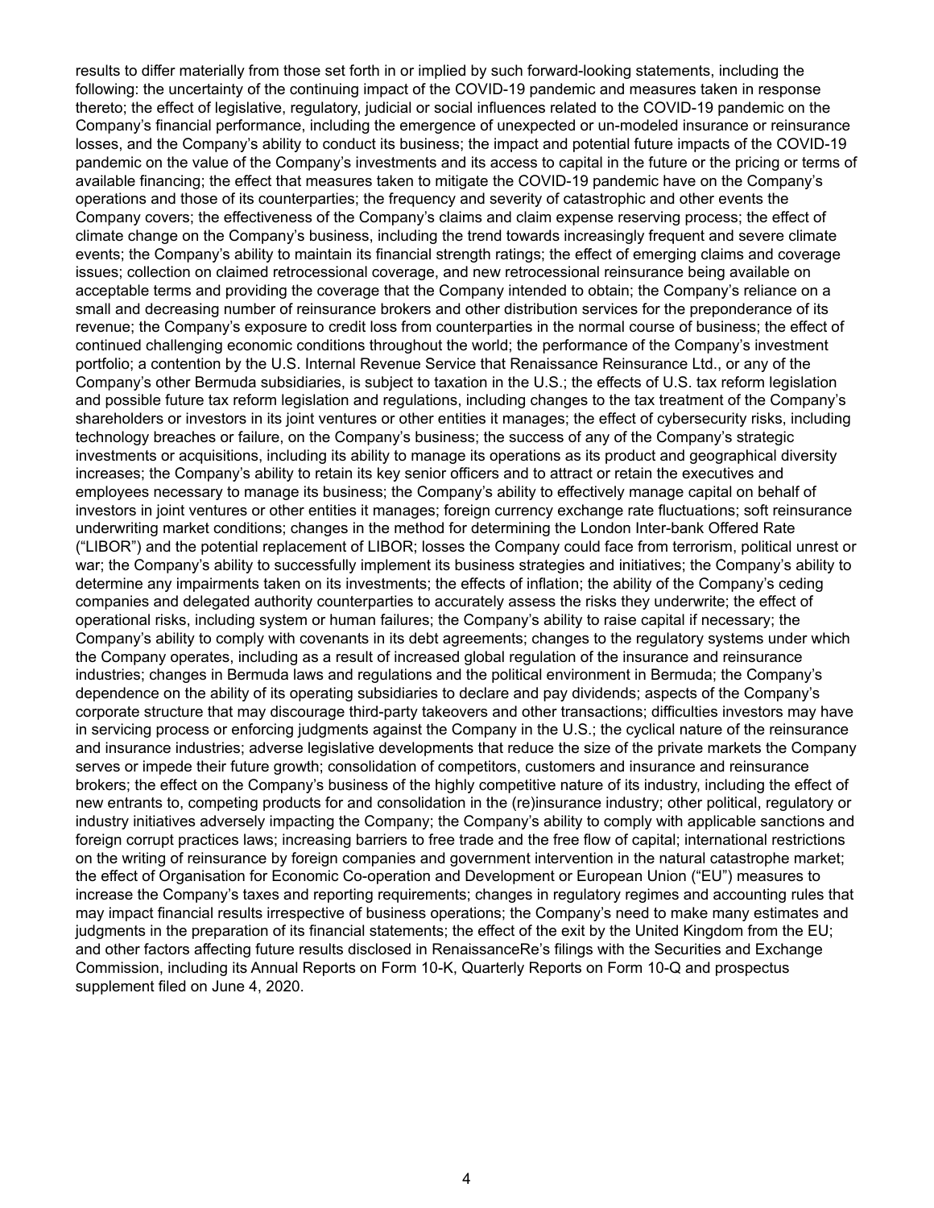results to differ materially from those set forth in or implied by such forward-looking statements, including the following: the uncertainty of the continuing impact of the COVID-19 pandemic and measures taken in response thereto; the effect of legislative, regulatory, judicial or social influences related to the COVID-19 pandemic on the Company's financial performance, including the emergence of unexpected or un-modeled insurance or reinsurance losses, and the Company's ability to conduct its business; the impact and potential future impacts of the COVID-19 pandemic on the value of the Company's investments and its access to capital in the future or the pricing or terms of available financing; the effect that measures taken to mitigate the COVID-19 pandemic have on the Company's operations and those of its counterparties; the frequency and severity of catastrophic and other events the Company covers; the effectiveness of the Company's claims and claim expense reserving process; the effect of climate change on the Company's business, including the trend towards increasingly frequent and severe climate events; the Company's ability to maintain its financial strength ratings; the effect of emerging claims and coverage issues; collection on claimed retrocessional coverage, and new retrocessional reinsurance being available on acceptable terms and providing the coverage that the Company intended to obtain; the Company's reliance on a small and decreasing number of reinsurance brokers and other distribution services for the preponderance of its revenue; the Company's exposure to credit loss from counterparties in the normal course of business; the effect of continued challenging economic conditions throughout the world; the performance of the Company's investment portfolio; a contention by the U.S. Internal Revenue Service that Renaissance Reinsurance Ltd., or any of the Company's other Bermuda subsidiaries, is subject to taxation in the U.S.; the effects of U.S. tax reform legislation and possible future tax reform legislation and regulations, including changes to the tax treatment of the Company's shareholders or investors in its joint ventures or other entities it manages; the effect of cybersecurity risks, including technology breaches or failure, on the Company's business; the success of any of the Company's strategic investments or acquisitions, including its ability to manage its operations as its product and geographical diversity increases; the Company's ability to retain its key senior officers and to attract or retain the executives and employees necessary to manage its business; the Company's ability to effectively manage capital on behalf of investors in joint ventures or other entities it manages; foreign currency exchange rate fluctuations; soft reinsurance underwriting market conditions; changes in the method for determining the London Inter-bank Offered Rate ("LIBOR") and the potential replacement of LIBOR; losses the Company could face from terrorism, political unrest or war; the Company's ability to successfully implement its business strategies and initiatives; the Company's ability to determine any impairments taken on its investments; the effects of inflation; the ability of the Company's ceding companies and delegated authority counterparties to accurately assess the risks they underwrite; the effect of operational risks, including system or human failures; the Company's ability to raise capital if necessary; the Company's ability to comply with covenants in its debt agreements; changes to the regulatory systems under which the Company operates, including as a result of increased global regulation of the insurance and reinsurance industries; changes in Bermuda laws and regulations and the political environment in Bermuda; the Company's dependence on the ability of its operating subsidiaries to declare and pay dividends; aspects of the Company's corporate structure that may discourage third-party takeovers and other transactions; difficulties investors may have in servicing process or enforcing judgments against the Company in the U.S.; the cyclical nature of the reinsurance and insurance industries; adverse legislative developments that reduce the size of the private markets the Company serves or impede their future growth; consolidation of competitors, customers and insurance and reinsurance brokers; the effect on the Company's business of the highly competitive nature of its industry, including the effect of new entrants to, competing products for and consolidation in the (re)insurance industry; other political, regulatory or industry initiatives adversely impacting the Company; the Company's ability to comply with applicable sanctions and foreign corrupt practices laws; increasing barriers to free trade and the free flow of capital; international restrictions on the writing of reinsurance by foreign companies and government intervention in the natural catastrophe market; the effect of Organisation for Economic Co-operation and Development or European Union ("EU") measures to increase the Company's taxes and reporting requirements; changes in regulatory regimes and accounting rules that may impact financial results irrespective of business operations; the Company's need to make many estimates and judgments in the preparation of its financial statements; the effect of the exit by the United Kingdom from the EU; and other factors affecting future results disclosed in RenaissanceRe's filings with the Securities and Exchange Commission, including its Annual Reports on Form 10-K, Quarterly Reports on Form 10-Q and prospectus supplement filed on June 4, 2020.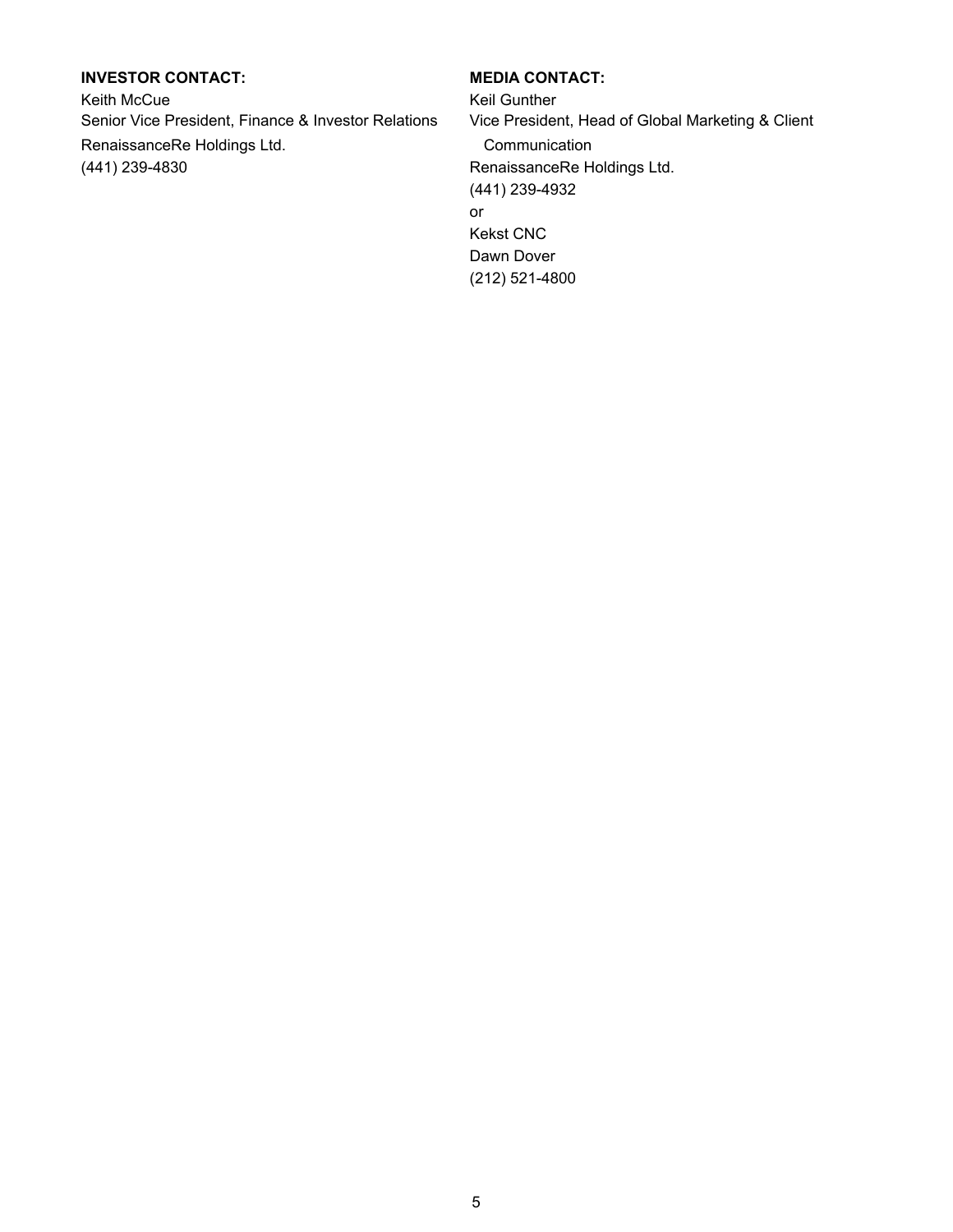**INVESTOR CONTACT:**
Keith McCue
Senior Vice President, Finance & Investor Relations
RenaissanceRe Holdings Ltd.
(441) 239-4830

**MEDIA CONTACT:**
Keil Gunther
Vice President, Head of Global Marketing & Client Communication
RenaissanceRe Holdings Ltd.
(441) 239-4932
or
Kekst CNC
Dawn Dover
(212) 521-4800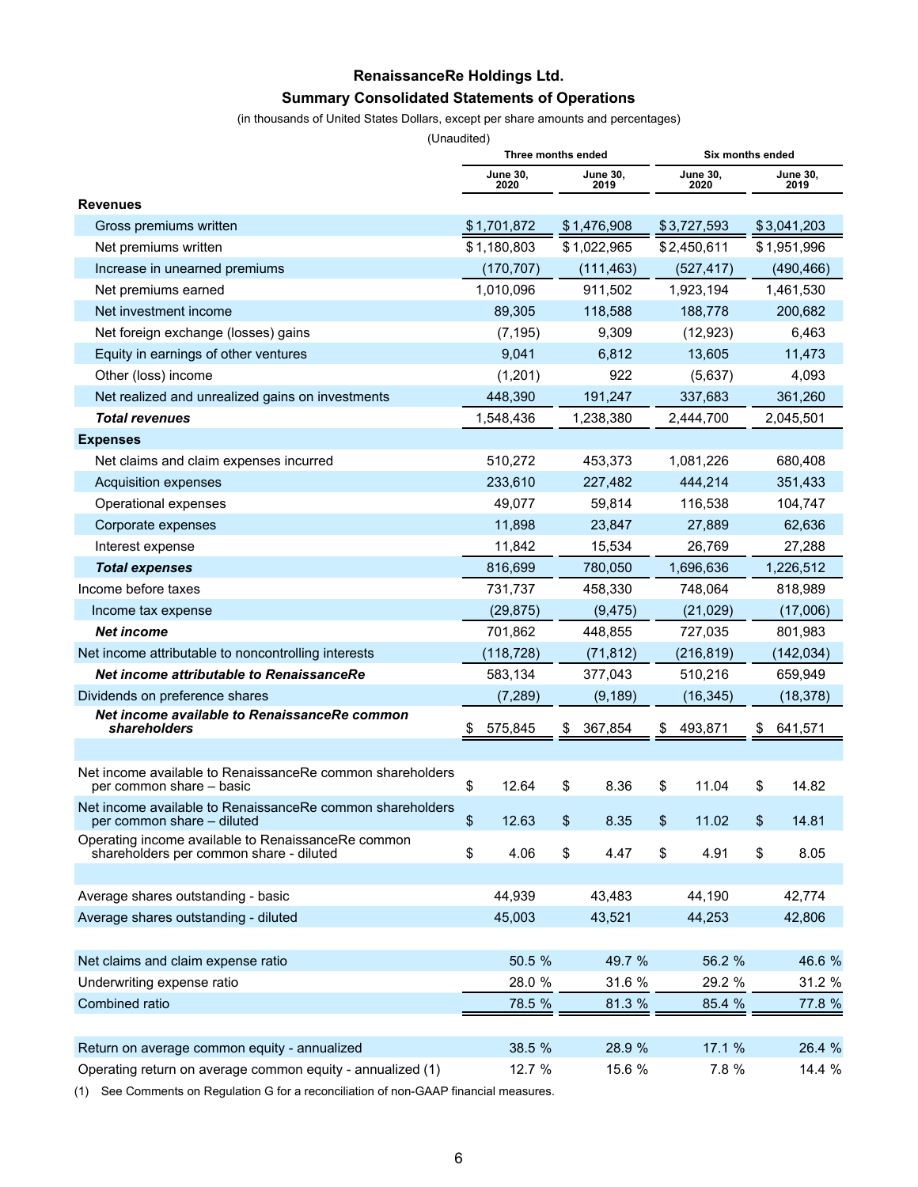# RenaissanceRe Holdings Ltd.

## Summary Consolidated Statements of Operations

(in thousands of United States Dollars, except per share amounts and percentages)

(Unaudited)

| | Three months ended | | Six months ended | |
|---|---|---|---|---|
| | June 30, 2020 | June 30, 2019 | June 30, 2020 | June 30, 2019 |
| **Revenues** | | | | |
| Gross premiums written | $ 1,701,872 | $ 1,476,908 | $ 3,727,593 | $ 3,041,203 |
| Net premiums written | $ 1,180,803 | $ 1,022,965 | $ 2,450,611 | $ 1,951,996 |
| Increase in unearned premiums | (170,707) | (111,463) | (527,417) | (490,466) |
| Net premiums earned | 1,010,096 | 911,502 | 1,923,194 | 1,461,530 |
| Net investment income | 89,305 | 118,588 | 188,778 | 200,682 |
| Net foreign exchange (losses) gains | (7,195) | 9,309 | (12,923) | 6,463 |
| Equity in earnings of other ventures | 9,041 | 6,812 | 13,605 | 11,473 |
| Other (loss) income | (1,201) | 922 | (5,637) | 4,093 |
| Net realized and unrealized gains on investments | 448,390 | 191,247 | 337,683 | 361,260 |
| ***Total revenues*** | 1,548,436 | 1,238,380 | 2,444,700 | 2,045,501 |
| **Expenses** | | | | |
| Net claims and claim expenses incurred | 510,272 | 453,373 | 1,081,226 | 680,408 |
| Acquisition expenses | 233,610 | 227,482 | 444,214 | 351,433 |
| Operational expenses | 49,077 | 59,814 | 116,538 | 104,747 |
| Corporate expenses | 11,898 | 23,847 | 27,889 | 62,636 |
| Interest expense | 11,842 | 15,534 | 26,769 | 27,288 |
| ***Total expenses*** | 816,699 | 780,050 | 1,696,636 | 1,226,512 |
| Income before taxes | 731,737 | 458,330 | 748,064 | 818,989 |
| Income tax expense | (29,875) | (9,475) | (21,029) | (17,006) |
| ***Net income*** | 701,862 | 448,855 | 727,035 | 801,983 |
| Net income attributable to noncontrolling interests | (118,728) | (71,812) | (216,819) | (142,034) |
| ***Net income attributable to RenaissanceRe*** | 583,134 | 377,043 | 510,216 | 659,949 |
| Dividends on preference shares | (7,289) | (9,189) | (16,345) | (18,378) |
| ***Net income available to RenaissanceRe common shareholders*** | $ 575,845 | $ 367,854 | $ 493,871 | $ 641,571 |
| | | | | |
| Net income available to RenaissanceRe common shareholders per common share – basic | $ 12.64 | $ 8.36 | $ 11.04 | $ 14.82 |
| Net income available to RenaissanceRe common shareholders per common share – diluted | $ 12.63 | $ 8.35 | $ 11.02 | $ 14.81 |
| Operating income available to RenaissanceRe common shareholders per common share - diluted | $ 4.06 | $ 4.47 | $ 4.91 | $ 8.05 |
| | | | | |
| Average shares outstanding - basic | 44,939 | 43,483 | 44,190 | 42,774 |
| Average shares outstanding - diluted | 45,003 | 43,521 | 44,253 | 42,806 |
| | | | | |
| Net claims and claim expense ratio | 50.5 % | 49.7 % | 56.2 % | 46.6 % |
| Underwriting expense ratio | 28.0 % | 31.6 % | 29.2 % | 31.2 % |
| Combined ratio | 78.5 % | 81.3 % | 85.4 % | 77.8 % |
| | | | | |
| Return on average common equity - annualized | 38.5 % | 28.9 % | 17.1 % | 26.4 % |
| Operating return on average common equity - annualized (1) | 12.7 % | 15.6 % | 7.8 % | 14.4 % |

(1) See Comments on Regulation G for a reconciliation of non-GAAP financial measures.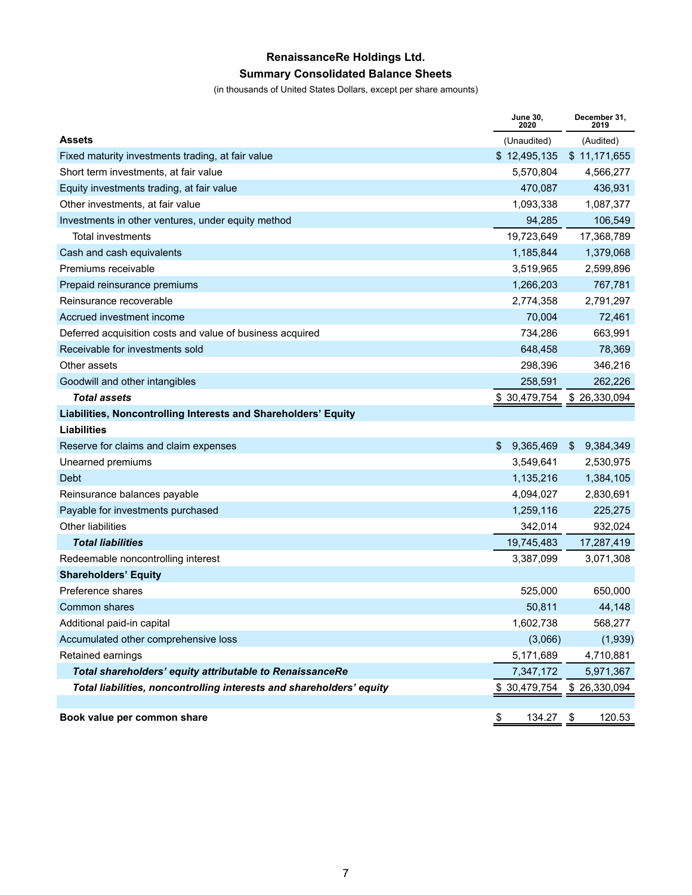# RenaissanceRe Holdings Ltd.

## Summary Consolidated Balance Sheets

(in thousands of United States Dollars, except per share amounts)

| | June 30, 2020 | December 31, 2019 |
|---|---|---|
| **Assets** | (Unaudited) | (Audited) |
| Fixed maturity investments trading, at fair value | $ 12,495,135 | $ 11,171,655 |
| Short term investments, at fair value | 5,570,804 | 4,566,277 |
| Equity investments trading, at fair value | 470,087 | 436,931 |
| Other investments, at fair value | 1,093,338 | 1,087,377 |
| Investments in other ventures, under equity method | 94,285 | 106,549 |
| Total investments | 19,723,649 | 17,368,789 |
| Cash and cash equivalents | 1,185,844 | 1,379,068 |
| Premiums receivable | 3,519,965 | 2,599,896 |
| Prepaid reinsurance premiums | 1,266,203 | 767,781 |
| Reinsurance recoverable | 2,774,358 | 2,791,297 |
| Accrued investment income | 70,004 | 72,461 |
| Deferred acquisition costs and value of business acquired | 734,286 | 663,991 |
| Receivable for investments sold | 648,458 | 78,369 |
| Other assets | 298,396 | 346,216 |
| Goodwill and other intangibles | 258,591 | 262,226 |
| ***Total assets*** | $ 30,479,754 | $ 26,330,094 |
| **Liabilities, Noncontrolling Interests and Shareholders' Equity** | | |
| **Liabilities** | | |
| Reserve for claims and claim expenses | $ 9,365,469 | $ 9,384,349 |
| Unearned premiums | 3,549,641 | 2,530,975 |
| Debt | 1,135,216 | 1,384,105 |
| Reinsurance balances payable | 4,094,027 | 2,830,691 |
| Payable for investments purchased | 1,259,116 | 225,275 |
| Other liabilities | 342,014 | 932,024 |
| ***Total liabilities*** | 19,745,483 | 17,287,419 |
| Redeemable noncontrolling interest | 3,387,099 | 3,071,308 |
| **Shareholders' Equity** | | |
| Preference shares | 525,000 | 650,000 |
| Common shares | 50,811 | 44,148 |
| Additional paid-in capital | 1,602,738 | 568,277 |
| Accumulated other comprehensive loss | (3,066) | (1,939) |
| Retained earnings | 5,171,689 | 4,710,881 |
| ***Total shareholders' equity attributable to RenaissanceRe*** | 7,347,172 | 5,971,367 |
| ***Total liabilities, noncontrolling interests and shareholders' equity*** | $ 30,479,754 | $ 26,330,094 |
| | | |
| **Book value per common share** | $ 134.27 | $ 120.53 |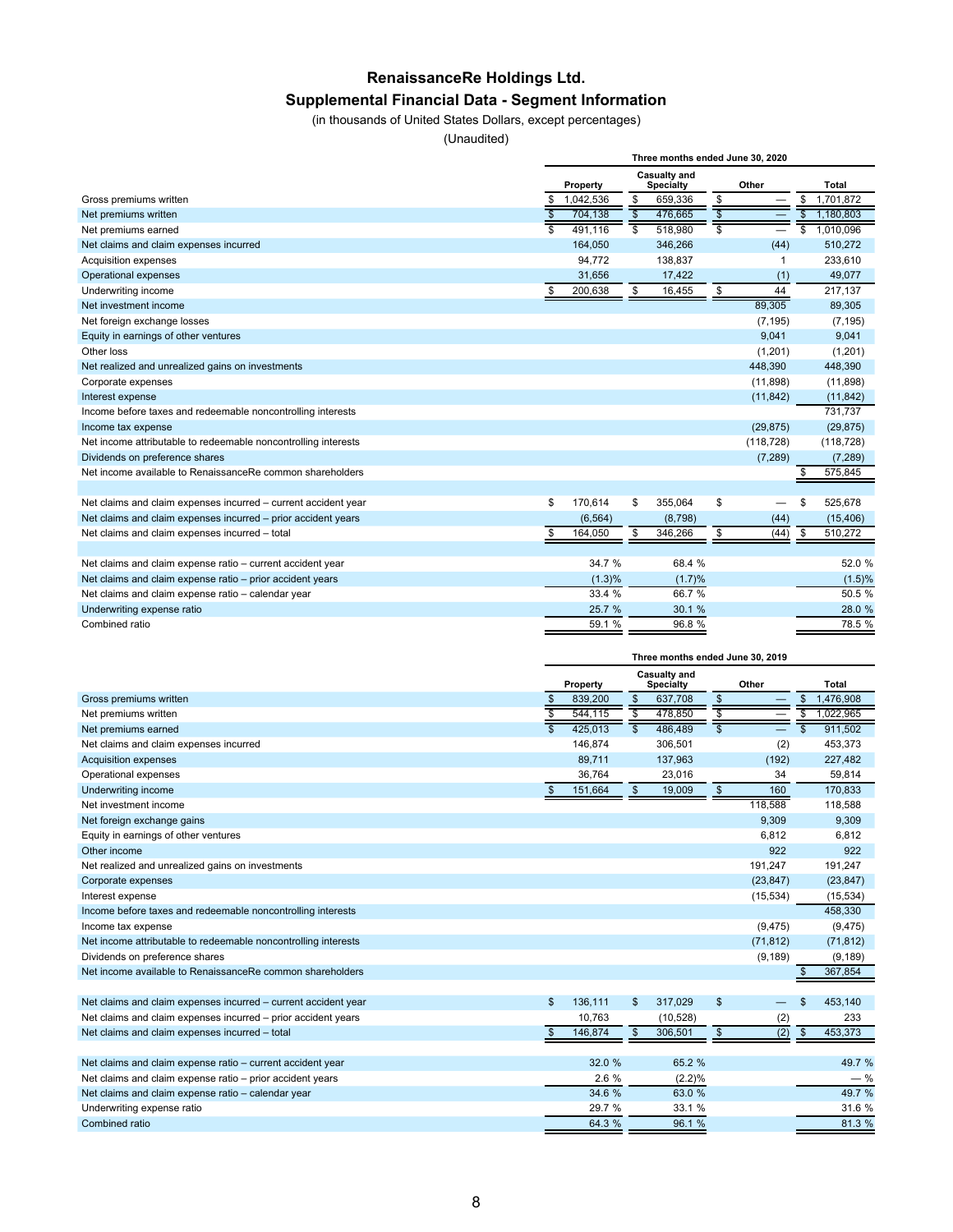# RenaissanceRe Holdings Ltd.

## Supplemental Financial Data - Segment Information

(in thousands of United States Dollars, except percentages)

(Unaudited)

| | Three months ended June 30, 2020 | | | |
|---|---|---|---|---|
| | Property | Casualty and Specialty | Other | Total |
| Gross premiums written | $ 1,042,536 | $ 659,336 | $ — | $ 1,701,872 |
| Net premiums written | $ 704,138 | $ 476,665 | $ — | $ 1,180,803 |
| Net premiums earned | $ 491,116 | $ 518,980 | $ — | $ 1,010,096 |
| Net claims and claim expenses incurred | 164,050 | 346,266 | (44) | 510,272 |
| Acquisition expenses | 94,772 | 138,837 | 1 | 233,610 |
| Operational expenses | 31,656 | 17,422 | (1) | 49,077 |
| Underwriting income | $ 200,638 | $ 16,455 | $ 44 | 217,137 |
| Net investment income | | | 89,305 | 89,305 |
| Net foreign exchange losses | | | (7,195) | (7,195) |
| Equity in earnings of other ventures | | | 9,041 | 9,041 |
| Other loss | | | (1,201) | (1,201) |
| Net realized and unrealized gains on investments | | | 448,390 | 448,390 |
| Corporate expenses | | | (11,898) | (11,898) |
| Interest expense | | | (11,842) | (11,842) |
| Income before taxes and redeemable noncontrolling interests | | | | 731,737 |
| Income tax expense | | | (29,875) | (29,875) |
| Net income attributable to redeemable noncontrolling interests | | | (118,728) | (118,728) |
| Dividends on preference shares | | | (7,289) | (7,289) |
| Net income available to RenaissanceRe common shareholders | | | | $ 575,845 |
| | | | | |
| Net claims and claim expenses incurred – current accident year | $ 170,614 | $ 355,064 | $ — | $ 525,678 |
| Net claims and claim expenses incurred – prior accident years | (6,564) | (8,798) | (44) | (15,406) |
| Net claims and claim expenses incurred – total | $ 164,050 | $ 346,266 | $ (44) | $ 510,272 |
| | | | | |
| Net claims and claim expense ratio – current accident year | 34.7 % | 68.4 % | | 52.0 % |
| Net claims and claim expense ratio – prior accident years | (1.3)% | (1.7)% | | (1.5)% |
| Net claims and claim expense ratio – calendar year | 33.4 % | 66.7 % | | 50.5 % |
| Underwriting expense ratio | 25.7 % | 30.1 % | | 28.0 % |
| Combined ratio | 59.1 % | 96.8 % | | 78.5 % |

| | Three months ended June 30, 2019 | | | |
|---|---|---|---|---|
| | Property | Casualty and Specialty | Other | Total |
| Gross premiums written | $ 839,200 | $ 637,708 | $ — | $ 1,476,908 |
| Net premiums written | $ 544,115 | $ 478,850 | $ — | $ 1,022,965 |
| Net premiums earned | $ 425,013 | $ 486,489 | $ — | $ 911,502 |
| Net claims and claim expenses incurred | 146,874 | 306,501 | (2) | 453,373 |
| Acquisition expenses | 89,711 | 137,963 | (192) | 227,482 |
| Operational expenses | 36,764 | 23,016 | 34 | 59,814 |
| Underwriting income | $ 151,664 | $ 19,009 | $ 160 | 170,833 |
| Net investment income | | | 118,588 | 118,588 |
| Net foreign exchange gains | | | 9,309 | 9,309 |
| Equity in earnings of other ventures | | | 6,812 | 6,812 |
| Other income | | | 922 | 922 |
| Net realized and unrealized gains on investments | | | 191,247 | 191,247 |
| Corporate expenses | | | (23,847) | (23,847) |
| Interest expense | | | (15,534) | (15,534) |
| Income before taxes and redeemable noncontrolling interests | | | | 458,330 |
| Income tax expense | | | (9,475) | (9,475) |
| Net income attributable to redeemable noncontrolling interests | | | (71,812) | (71,812) |
| Dividends on preference shares | | | (9,189) | (9,189) |
| Net income available to RenaissanceRe common shareholders | | | | $ 367,854 |
| | | | | |
| Net claims and claim expenses incurred – current accident year | $ 136,111 | $ 317,029 | $ — | $ 453,140 |
| Net claims and claim expenses incurred – prior accident years | 10,763 | (10,528) | (2) | 233 |
| Net claims and claim expenses incurred – total | $ 146,874 | $ 306,501 | $ (2) | $ 453,373 |
| | | | | |
| Net claims and claim expense ratio – current accident year | 32.0 % | 65.2 % | | 49.7 % |
| Net claims and claim expense ratio – prior accident years | 2.6 % | (2.2)% | | — % |
| Net claims and claim expense ratio – calendar year | 34.6 % | 63.0 % | | 49.7 % |
| Underwriting expense ratio | 29.7 % | 33.1 % | | 31.6 % |
| Combined ratio | 64.3 % | 96.1 % | | 81.3 % |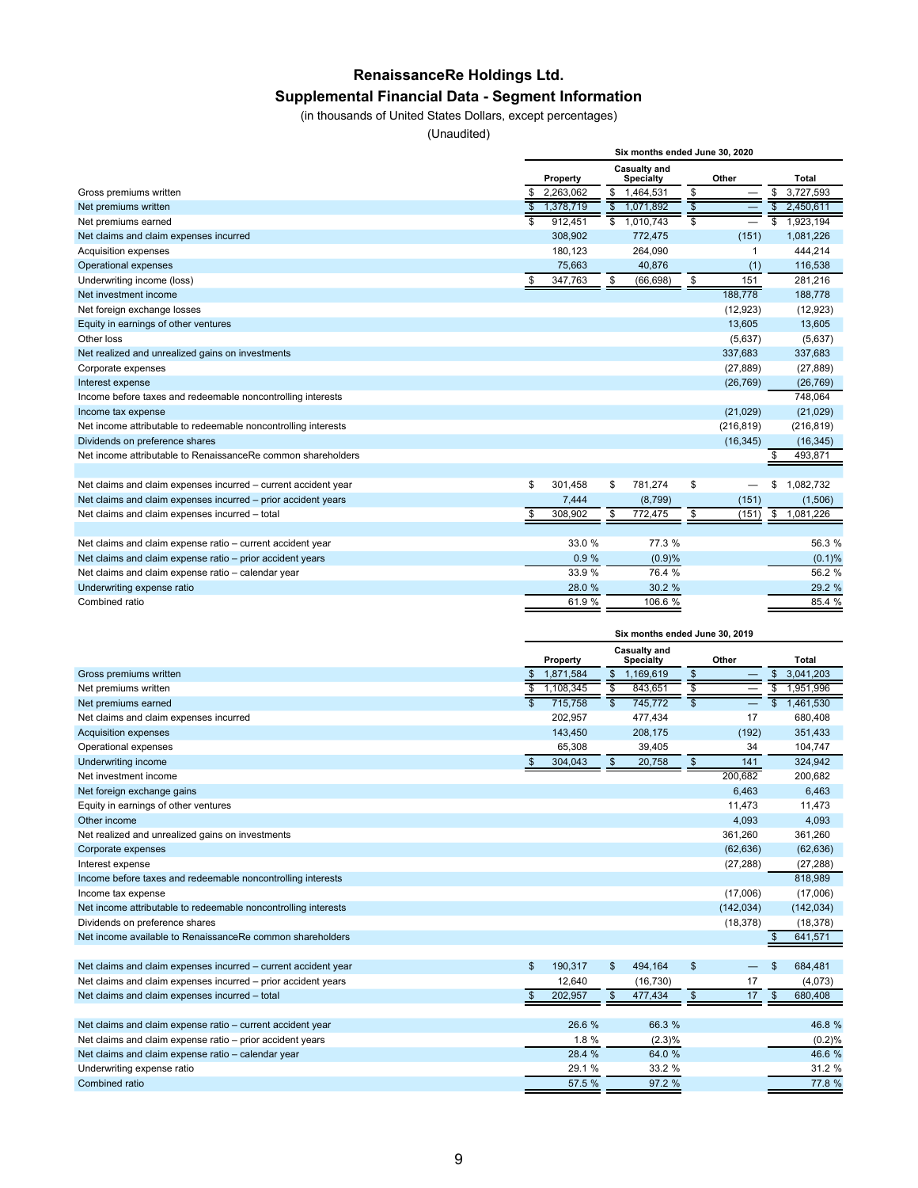# RenaissanceRe Holdings Ltd.

## Supplemental Financial Data - Segment Information

(in thousands of United States Dollars, except percentages)

(Unaudited)

| | Six months ended June 30, 2020 | | | |
|---|---|---|---|---|
| | Property | Casualty and Specialty | Other | Total |
| Gross premiums written | $ 2,263,062 | $ 1,464,531 | $ — | $ 3,727,593 |
| Net premiums written | $ 1,378,719 | $ 1,071,892 | $ — | $ 2,450,611 |
| Net premiums earned | $ 912,451 | $ 1,010,743 | $ — | $ 1,923,194 |
| Net claims and claim expenses incurred | 308,902 | 772,475 | (151) | 1,081,226 |
| Acquisition expenses | 180,123 | 264,090 | 1 | 444,214 |
| Operational expenses | 75,663 | 40,876 | (1) | 116,538 |
| Underwriting income (loss) | $ 347,763 | $ (66,698) | $ 151 | 281,216 |
| Net investment income | | | 188,778 | 188,778 |
| Net foreign exchange losses | | | (12,923) | (12,923) |
| Equity in earnings of other ventures | | | 13,605 | 13,605 |
| Other loss | | | (5,637) | (5,637) |
| Net realized and unrealized gains on investments | | | 337,683 | 337,683 |
| Corporate expenses | | | (27,889) | (27,889) |
| Interest expense | | | (26,769) | (26,769) |
| Income before taxes and redeemable noncontrolling interests | | | | 748,064 |
| Income tax expense | | | (21,029) | (21,029) |
| Net income attributable to redeemable noncontrolling interests | | | (216,819) | (216,819) |
| Dividends on preference shares | | | (16,345) | (16,345) |
| Net income attributable to RenaissanceRe common shareholders | | | | $ 493,871 |
| | | | | |
| Net claims and claim expenses incurred – current accident year | $ 301,458 | $ 781,274 | $ — | $ 1,082,732 |
| Net claims and claim expenses incurred – prior accident years | 7,444 | (8,799) | (151) | (1,506) |
| Net claims and claim expenses incurred – total | $ 308,902 | $ 772,475 | $ (151) | $ 1,081,226 |
| | | | | |
| Net claims and claim expense ratio – current accident year | 33.0 % | 77.3 % | | 56.3 % |
| Net claims and claim expense ratio – prior accident years | 0.9 % | (0.9)% | | (0.1)% |
| Net claims and claim expense ratio – calendar year | 33.9 % | 76.4 % | | 56.2 % |
| Underwriting expense ratio | 28.0 % | 30.2 % | | 29.2 % |
| Combined ratio | 61.9 % | 106.6 % | | 85.4 % |

| | Six months ended June 30, 2019 | | | |
|---|---|---|---|---|
| | Property | Casualty and Specialty | Other | Total |
| Gross premiums written | $ 1,871,584 | $ 1,169,619 | $ — | $ 3,041,203 |
| Net premiums written | $ 1,108,345 | $ 843,651 | $ — | $ 1,951,996 |
| Net premiums earned | $ 715,758 | $ 745,772 | $ — | $ 1,461,530 |
| Net claims and claim expenses incurred | 202,957 | 477,434 | 17 | 680,408 |
| Acquisition expenses | 143,450 | 208,175 | (192) | 351,433 |
| Operational expenses | 65,308 | 39,405 | 34 | 104,747 |
| Underwriting income | $ 304,043 | $ 20,758 | $ 141 | 324,942 |
| Net investment income | | | 200,682 | 200,682 |
| Net foreign exchange gains | | | 6,463 | 6,463 |
| Equity in earnings of other ventures | | | 11,473 | 11,473 |
| Other income | | | 4,093 | 4,093 |
| Net realized and unrealized gains on investments | | | 361,260 | 361,260 |
| Corporate expenses | | | (62,636) | (62,636) |
| Interest expense | | | (27,288) | (27,288) |
| Income before taxes and redeemable noncontrolling interests | | | | 818,989 |
| Income tax expense | | | (17,006) | (17,006) |
| Net income attributable to redeemable noncontrolling interests | | | (142,034) | (142,034) |
| Dividends on preference shares | | | (18,378) | (18,378) |
| Net income available to RenaissanceRe common shareholders | | | | $ 641,571 |
| | | | | |
| Net claims and claim expenses incurred – current accident year | $ 190,317 | $ 494,164 | $ — | $ 684,481 |
| Net claims and claim expenses incurred – prior accident years | 12,640 | (16,730) | 17 | (4,073) |
| Net claims and claim expenses incurred – total | $ 202,957 | $ 477,434 | $ 17 | $ 680,408 |
| | | | | |
| Net claims and claim expense ratio – current accident year | 26.6 % | 66.3 % | | 46.8 % |
| Net claims and claim expense ratio – prior accident years | 1.8 % | (2.3)% | | (0.2)% |
| Net claims and claim expense ratio – calendar year | 28.4 % | 64.0 % | | 46.6 % |
| Underwriting expense ratio | 29.1 % | 33.2 % | | 31.2 % |
| Combined ratio | 57.5 % | 97.2 % | | 77.8 % |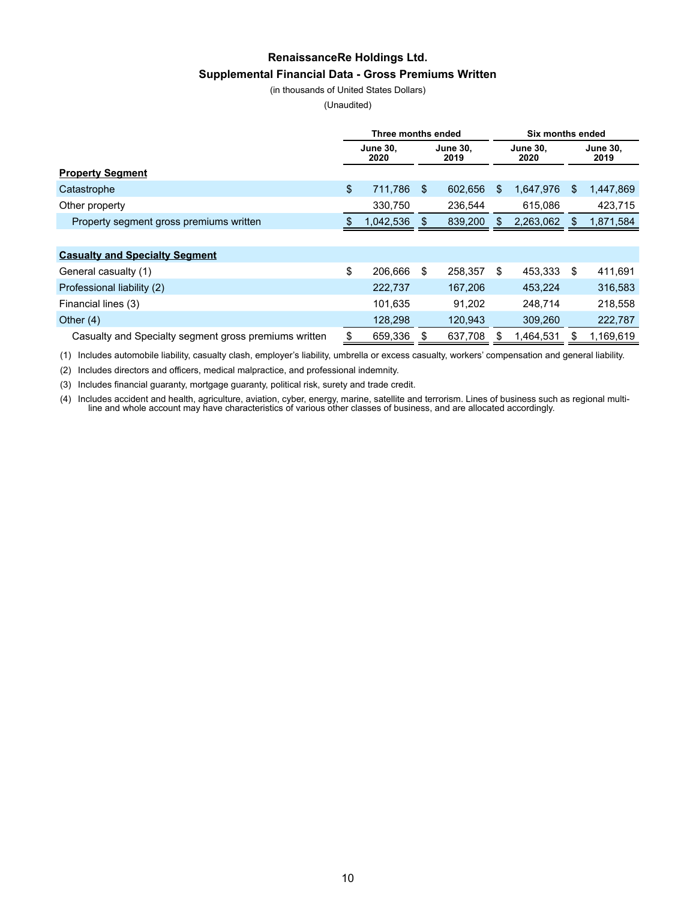# RenaissanceRe Holdings Ltd.

## Supplemental Financial Data - Gross Premiums Written

(in thousands of United States Dollars)

(Unaudited)

| | Three months ended | | Six months ended | |
|---|---|---|---|---|
| | June 30, 2020 | June 30, 2019 | June 30, 2020 | June 30, 2019 |
| **Property Segment** | | | | |
| Catastrophe | $ 711,786 | $ 602,656 | $ 1,647,976 | $ 1,447,869 |
| Other property | 330,750 | 236,544 | 615,086 | 423,715 |
| Property segment gross premiums written | $ 1,042,536 | $ 839,200 | $ 2,263,062 | $ 1,871,584 |
| | | | | |
| **Casualty and Specialty Segment** | | | | |
| General casualty (1) | $ 206,666 | $ 258,357 | $ 453,333 | $ 411,691 |
| Professional liability (2) | 222,737 | 167,206 | 453,224 | 316,583 |
| Financial lines (3) | 101,635 | 91,202 | 248,714 | 218,558 |
| Other (4) | 128,298 | 120,943 | 309,260 | 222,787 |
| Casualty and Specialty segment gross premiums written | $ 659,336 | $ 637,708 | $ 1,464,531 | $ 1,169,619 |

(1) Includes automobile liability, casualty clash, employer's liability, umbrella or excess casualty, workers' compensation and general liability.

(2) Includes directors and officers, medical malpractice, and professional indemnity.

(3) Includes financial guaranty, mortgage guaranty, political risk, surety and trade credit.

(4) Includes accident and health, agriculture, aviation, cyber, energy, marine, satellite and terrorism. Lines of business such as regional multi-line and whole account may have characteristics of various other classes of business, and are allocated accordingly.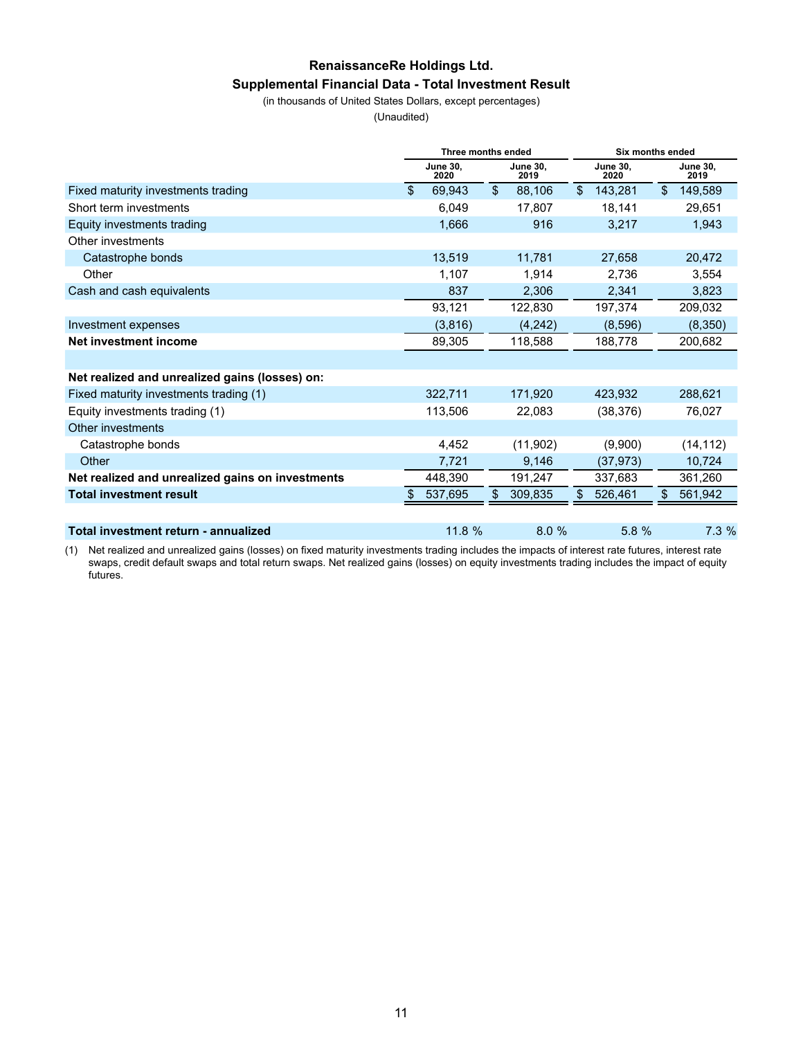# RenaissanceRe Holdings Ltd.

## Supplemental Financial Data - Total Investment Result

(in thousands of United States Dollars, except percentages)

(Unaudited)

| | Three months ended | | Six months ended | |
|---|---|---|---|---|
| | June 30, 2020 | June 30, 2019 | June 30, 2020 | June 30, 2019 |
| Fixed maturity investments trading | $ 69,943 | $ 88,106 | $ 143,281 | $ 149,589 |
| Short term investments | 6,049 | 17,807 | 18,141 | 29,651 |
| Equity investments trading | 1,666 | 916 | 3,217 | 1,943 |
| Other investments | | | | |
| Catastrophe bonds | 13,519 | 11,781 | 27,658 | 20,472 |
| Other | 1,107 | 1,914 | 2,736 | 3,554 |
| Cash and cash equivalents | 837 | 2,306 | 2,341 | 3,823 |
| | 93,121 | 122,830 | 197,374 | 209,032 |
| Investment expenses | (3,816) | (4,242) | (8,596) | (8,350) |
| **Net investment income** | 89,305 | 118,588 | 188,778 | 200,682 |
| | | | | |
| **Net realized and unrealized gains (losses) on:** | | | | |
| Fixed maturity investments trading (1) | 322,711 | 171,920 | 423,932 | 288,621 |
| Equity investments trading (1) | 113,506 | 22,083 | (38,376) | 76,027 |
| Other investments | | | | |
| Catastrophe bonds | 4,452 | (11,902) | (9,900) | (14,112) |
| Other | 7,721 | 9,146 | (37,973) | 10,724 |
| **Net realized and unrealized gains on investments** | 448,390 | 191,247 | 337,683 | 361,260 |
| **Total investment result** | $ 537,695 | $ 309,835 | $ 526,461 | $ 561,942 |
| | | | | |
| **Total investment return - annualized** | 11.8 % | 8.0 % | 5.8 % | 7.3 % |

(1) Net realized and unrealized gains (losses) on fixed maturity investments trading includes the impacts of interest rate futures, interest rate swaps, credit default swaps and total return swaps. Net realized gains (losses) on equity investments trading includes the impact of equity futures.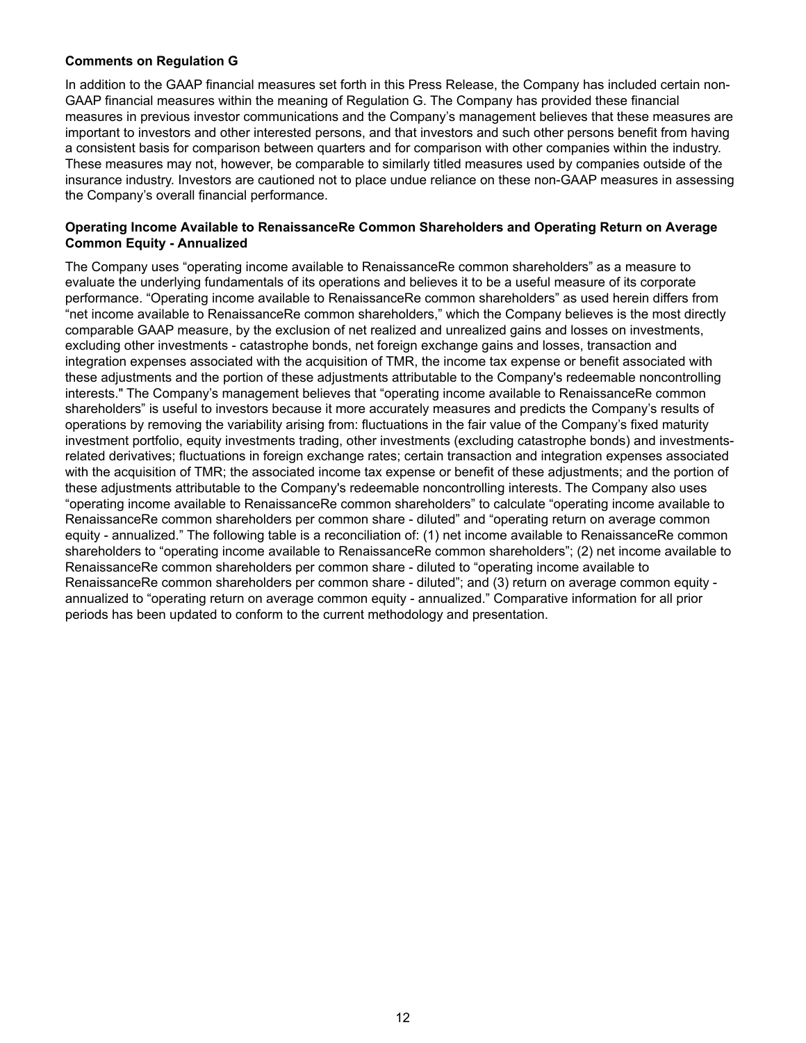**Comments on Regulation G**

In addition to the GAAP financial measures set forth in this Press Release, the Company has included certain non-GAAP financial measures within the meaning of Regulation G. The Company has provided these financial measures in previous investor communications and the Company's management believes that these measures are important to investors and other interested persons, and that investors and such other persons benefit from having a consistent basis for comparison between quarters and for comparison with other companies within the industry. These measures may not, however, be comparable to similarly titled measures used by companies outside of the insurance industry. Investors are cautioned not to place undue reliance on these non-GAAP measures in assessing the Company's overall financial performance.

**Operating Income Available to RenaissanceRe Common Shareholders and Operating Return on Average Common Equity - Annualized**

The Company uses "operating income available to RenaissanceRe common shareholders" as a measure to evaluate the underlying fundamentals of its operations and believes it to be a useful measure of its corporate performance. "Operating income available to RenaissanceRe common shareholders" as used herein differs from "net income available to RenaissanceRe common shareholders," which the Company believes is the most directly comparable GAAP measure, by the exclusion of net realized and unrealized gains and losses on investments, excluding other investments - catastrophe bonds, net foreign exchange gains and losses, transaction and integration expenses associated with the acquisition of TMR, the income tax expense or benefit associated with these adjustments and the portion of these adjustments attributable to the Company's redeemable noncontrolling interests." The Company's management believes that "operating income available to RenaissanceRe common shareholders" is useful to investors because it more accurately measures and predicts the Company's results of operations by removing the variability arising from: fluctuations in the fair value of the Company's fixed maturity investment portfolio, equity investments trading, other investments (excluding catastrophe bonds) and investments-related derivatives; fluctuations in foreign exchange rates; certain transaction and integration expenses associated with the acquisition of TMR; the associated income tax expense or benefit of these adjustments; and the portion of these adjustments attributable to the Company's redeemable noncontrolling interests. The Company also uses "operating income available to RenaissanceRe common shareholders" to calculate "operating income available to RenaissanceRe common shareholders per common share - diluted" and "operating return on average common equity - annualized." The following table is a reconciliation of: (1) net income available to RenaissanceRe common shareholders to "operating income available to RenaissanceRe common shareholders"; (2) net income available to RenaissanceRe common shareholders per common share - diluted to "operating income available to RenaissanceRe common shareholders per common share - diluted"; and (3) return on average common equity - annualized to "operating return on average common equity - annualized." Comparative information for all prior periods has been updated to conform to the current methodology and presentation.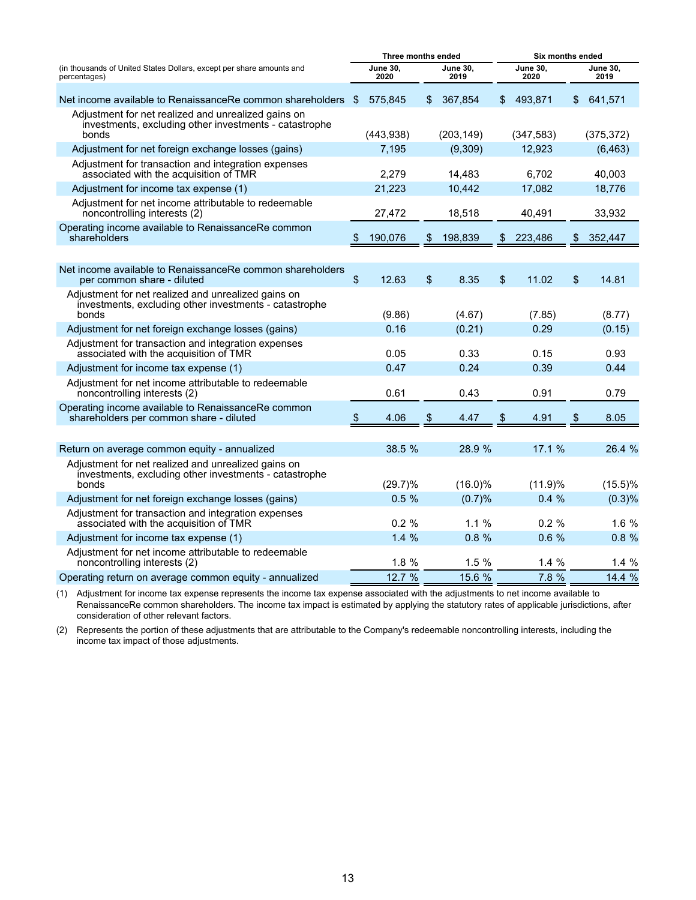| (in thousands of United States Dollars, except per share amounts and percentages) | Three months ended June 30, 2020 | Three months ended June 30, 2019 | Six months ended June 30, 2020 | Six months ended June 30, 2019 |
|---|---|---|---|---|
| Net income available to RenaissanceRe common shareholders | $ 575,845 | $ 367,854 | $ 493,871 | $ 641,571 |
| Adjustment for net realized and unrealized gains on investments, excluding other investments - catastrophe bonds | (443,938) | (203,149) | (347,583) | (375,372) |
| Adjustment for net foreign exchange losses (gains) | 7,195 | (9,309) | 12,923 | (6,463) |
| Adjustment for transaction and integration expenses associated with the acquisition of TMR | 2,279 | 14,483 | 6,702 | 40,003 |
| Adjustment for income tax expense (1) | 21,223 | 10,442 | 17,082 | 18,776 |
| Adjustment for net income attributable to redeemable noncontrolling interests (2) | 27,472 | 18,518 | 40,491 | 33,932 |
| Operating income available to RenaissanceRe common shareholders | $ 190,076 | $ 198,839 | $ 223,486 | $ 352,447 |
| | | | | |
| Net income available to RenaissanceRe common shareholders per common share - diluted | $ 12.63 | $ 8.35 | $ 11.02 | $ 14.81 |
| Adjustment for net realized and unrealized gains on investments, excluding other investments - catastrophe bonds | (9.86) | (4.67) | (7.85) | (8.77) |
| Adjustment for net foreign exchange losses (gains) | 0.16 | (0.21) | 0.29 | (0.15) |
| Adjustment for transaction and integration expenses associated with the acquisition of TMR | 0.05 | 0.33 | 0.15 | 0.93 |
| Adjustment for income tax expense (1) | 0.47 | 0.24 | 0.39 | 0.44 |
| Adjustment for net income attributable to redeemable noncontrolling interests (2) | 0.61 | 0.43 | 0.91 | 0.79 |
| Operating income available to RenaissanceRe common shareholders per common share - diluted | $ 4.06 | $ 4.47 | $ 4.91 | $ 8.05 |
| | | | | |
| Return on average common equity - annualized | 38.5 % | 28.9 % | 17.1 % | 26.4 % |
| Adjustment for net realized and unrealized gains on investments, excluding other investments - catastrophe bonds | (29.7)% | (16.0)% | (11.9)% | (15.5)% |
| Adjustment for net foreign exchange losses (gains) | 0.5 % | (0.7)% | 0.4 % | (0.3)% |
| Adjustment for transaction and integration expenses associated with the acquisition of TMR | 0.2 % | 1.1 % | 0.2 % | 1.6 % |
| Adjustment for income tax expense (1) | 1.4 % | 0.8 % | 0.6 % | 0.8 % |
| Adjustment for net income attributable to redeemable noncontrolling interests (2) | 1.8 % | 1.5 % | 1.4 % | 1.4 % |
| Operating return on average common equity - annualized | 12.7 % | 15.6 % | 7.8 % | 14.4 % |

(1) Adjustment for income tax expense represents the income tax expense associated with the adjustments to net income available to RenaissanceRe common shareholders. The income tax impact is estimated by applying the statutory rates of applicable jurisdictions, after consideration of other relevant factors.

(2) Represents the portion of these adjustments that are attributable to the Company's redeemable noncontrolling interests, including the income tax impact of those adjustments.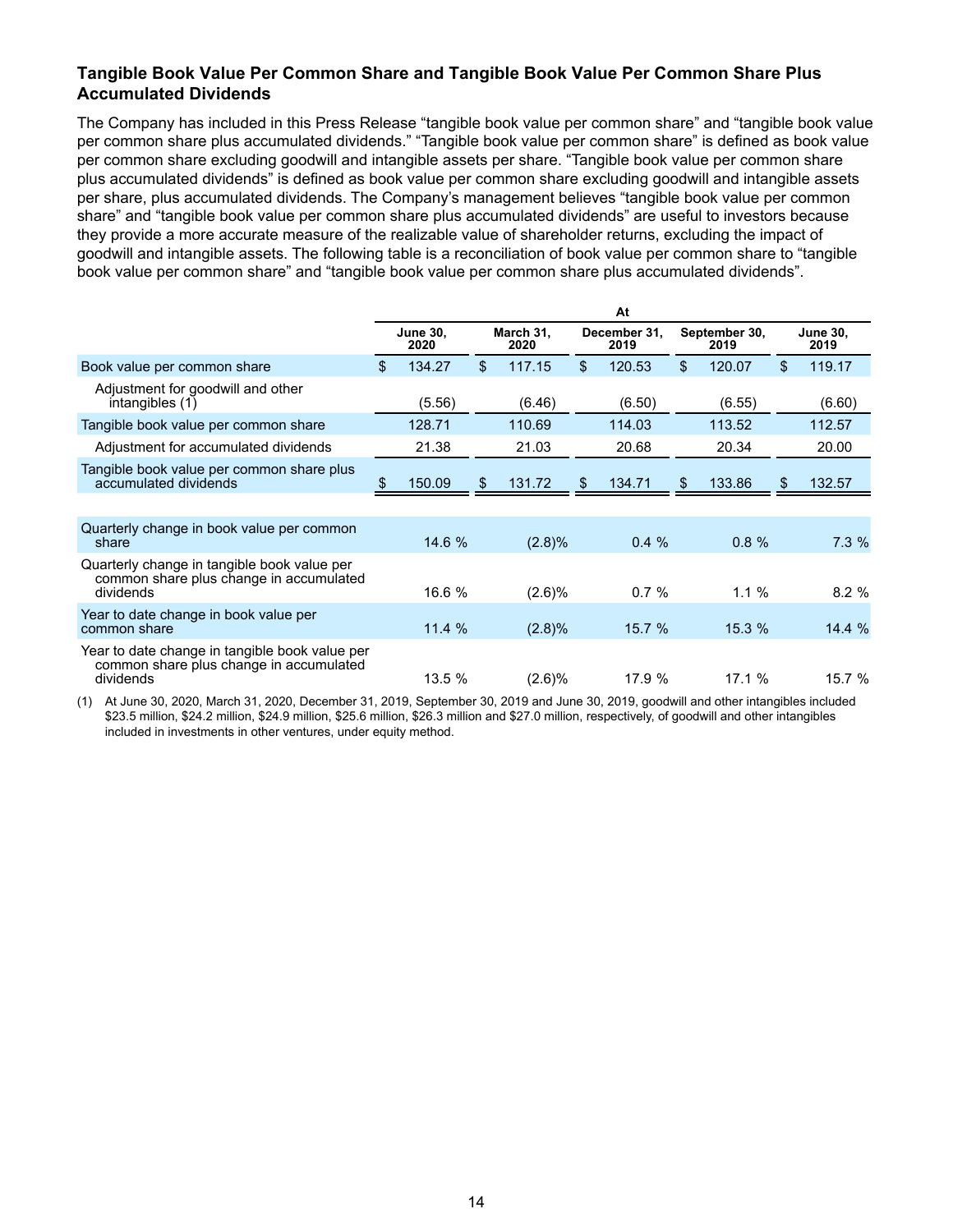### Tangible Book Value Per Common Share and Tangible Book Value Per Common Share Plus Accumulated Dividends

The Company has included in this Press Release "tangible book value per common share" and "tangible book value per common share plus accumulated dividends." "Tangible book value per common share" is defined as book value per common share excluding goodwill and intangible assets per share. "Tangible book value per common share plus accumulated dividends" is defined as book value per common share excluding goodwill and intangible assets per share, plus accumulated dividends. The Company's management believes "tangible book value per common share" and "tangible book value per common share plus accumulated dividends" are useful to investors because they provide a more accurate measure of the realizable value of shareholder returns, excluding the impact of goodwill and intangible assets. The following table is a reconciliation of book value per common share to "tangible book value per common share" and "tangible book value per common share plus accumulated dividends".

| | At | | | | |
|---|---|---|---|---|---|
| | June 30, 2020 | March 31, 2020 | December 31, 2019 | September 30, 2019 | June 30, 2019 |
| Book value per common share | $ 134.27 | $ 117.15 | $ 120.53 | $ 120.07 | $ 119.17 |
| Adjustment for goodwill and other intangibles (1) | (5.56) | (6.46) | (6.50) | (6.55) | (6.60) |
| Tangible book value per common share | 128.71 | 110.69 | 114.03 | 113.52 | 112.57 |
| Adjustment for accumulated dividends | 21.38 | 21.03 | 20.68 | 20.34 | 20.00 |
| Tangible book value per common share plus accumulated dividends | $ 150.09 | $ 131.72 | $ 134.71 | $ 133.86 | $ 132.57 |
| | | | | | |
| Quarterly change in book value per common share | 14.6 % | (2.8)% | 0.4 % | 0.8 % | 7.3 % |
| Quarterly change in tangible book value per common share plus change in accumulated dividends | 16.6 % | (2.6)% | 0.7 % | 1.1 % | 8.2 % |
| Year to date change in book value per common share | 11.4 % | (2.8)% | 15.7 % | 15.3 % | 14.4 % |
| Year to date change in tangible book value per common share plus change in accumulated dividends | 13.5 % | (2.6)% | 17.9 % | 17.1 % | 15.7 % |

(1) At June 30, 2020, March 31, 2020, December 31, 2019, September 30, 2019 and June 30, 2019, goodwill and other intangibles included $23.5 million, $24.2 million, $24.9 million, $25.6 million, $26.3 million and $27.0 million, respectively, of goodwill and other intangibles included in investments in other ventures, under equity method.